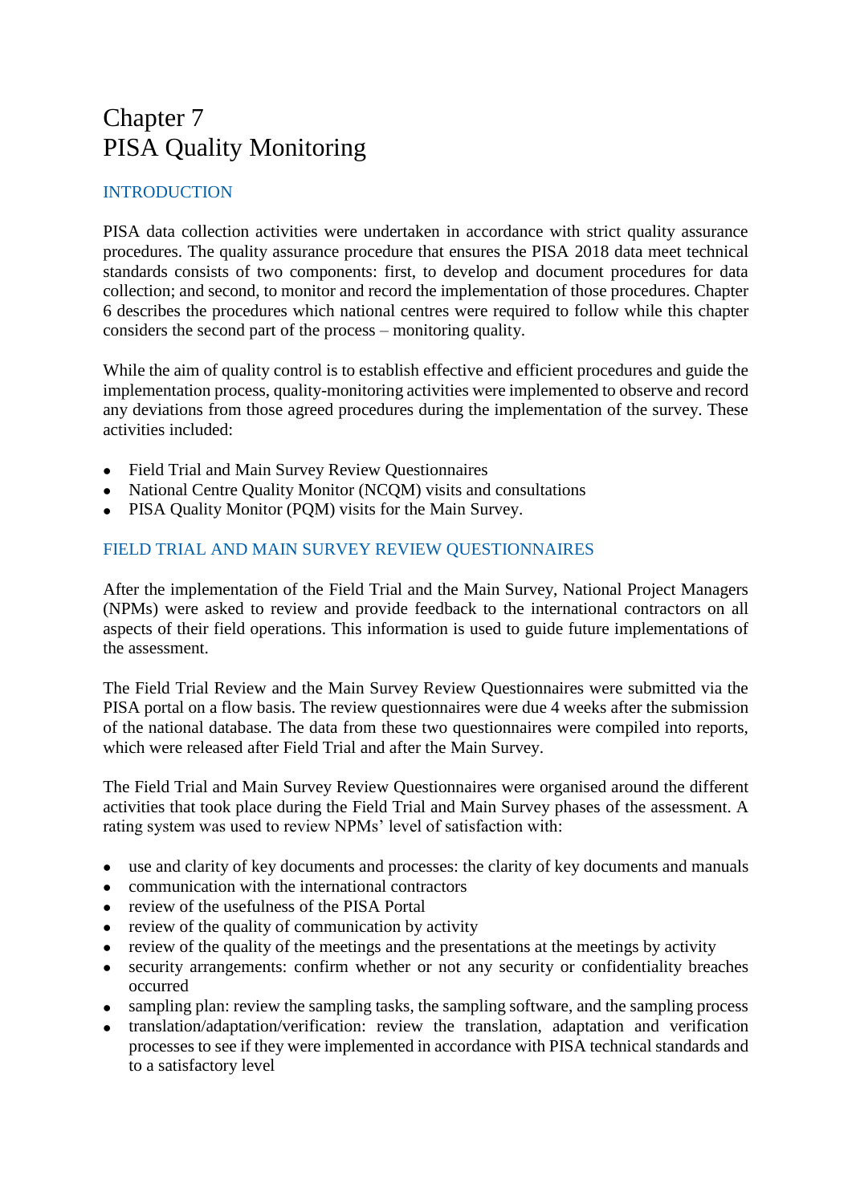# Chapter 7
# PISA Quality Monitoring

## INTRODUCTION

PISA data collection activities were undertaken in accordance with strict quality assurance procedures. The quality assurance procedure that ensures the PISA 2018 data meet technical standards consists of two components: first, to develop and document procedures for data collection; and second, to monitor and record the implementation of those procedures. Chapter 6 describes the procedures which national centres were required to follow while this chapter considers the second part of the process – monitoring quality.

While the aim of quality control is to establish effective and efficient procedures and guide the implementation process, quality-monitoring activities were implemented to observe and record any deviations from those agreed procedures during the implementation of the survey. These activities included:

- Field Trial and Main Survey Review Questionnaires
- National Centre Quality Monitor (NCQM) visits and consultations
- PISA Quality Monitor (PQM) visits for the Main Survey.

## FIELD TRIAL AND MAIN SURVEY REVIEW QUESTIONNAIRES

After the implementation of the Field Trial and the Main Survey, National Project Managers (NPMs) were asked to review and provide feedback to the international contractors on all aspects of their field operations. This information is used to guide future implementations of the assessment.

The Field Trial Review and the Main Survey Review Questionnaires were submitted via the PISA portal on a flow basis. The review questionnaires were due 4 weeks after the submission of the national database. The data from these two questionnaires were compiled into reports, which were released after Field Trial and after the Main Survey.

The Field Trial and Main Survey Review Questionnaires were organised around the different activities that took place during the Field Trial and Main Survey phases of the assessment. A rating system was used to review NPMs' level of satisfaction with:

- use and clarity of key documents and processes: the clarity of key documents and manuals
- communication with the international contractors
- review of the usefulness of the PISA Portal
- review of the quality of communication by activity
- review of the quality of the meetings and the presentations at the meetings by activity
- security arrangements: confirm whether or not any security or confidentiality breaches occurred
- sampling plan: review the sampling tasks, the sampling software, and the sampling process
- translation/adaptation/verification: review the translation, adaptation and verification processes to see if they were implemented in accordance with PISA technical standards and to a satisfactory level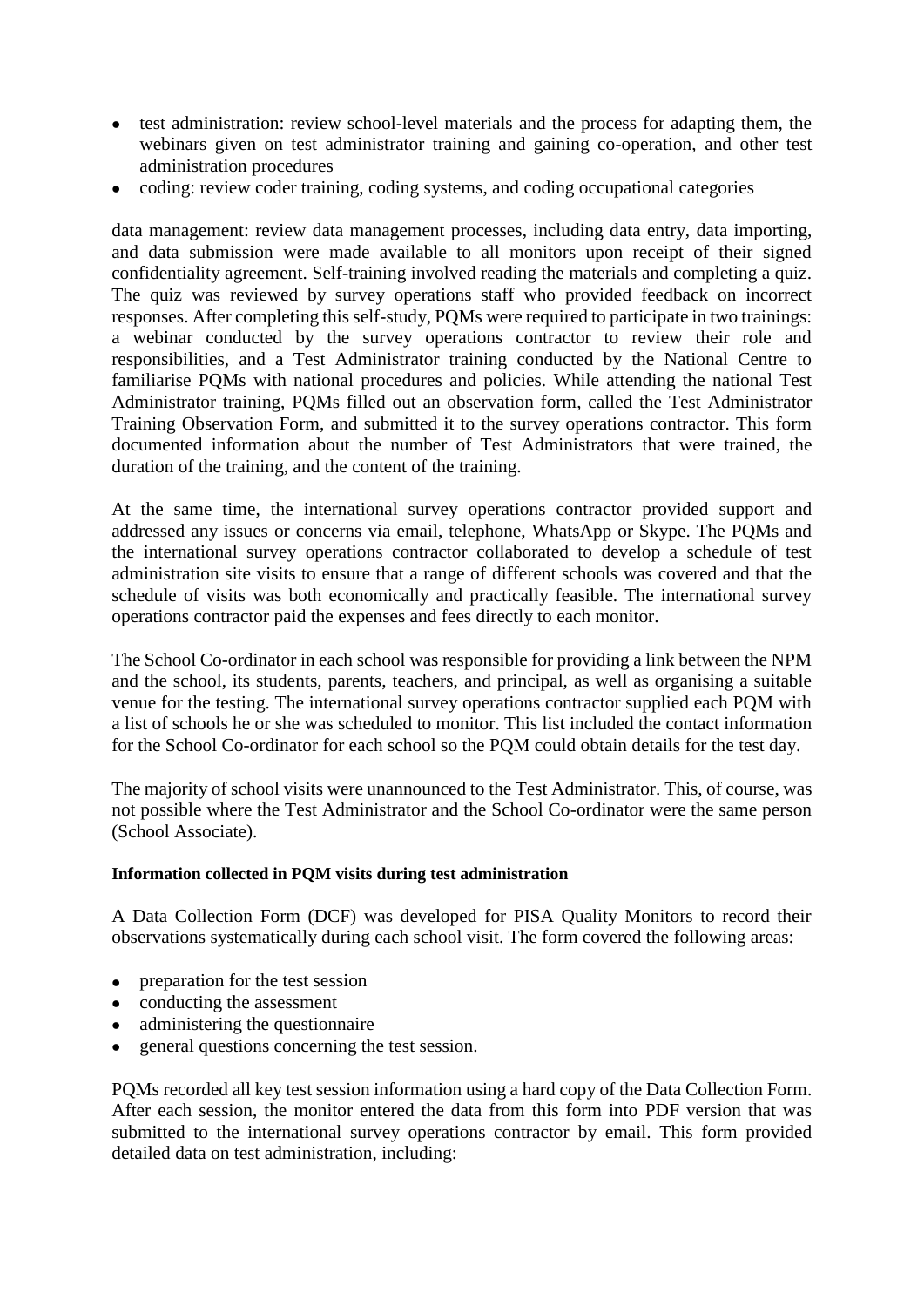- test administration: review school-level materials and the process for adapting them, the webinars given on test administrator training and gaining co-operation, and other test administration procedures
- coding: review coder training, coding systems, and coding occupational categories

data management: review data management processes, including data entry, data importing, and data submission were made available to all monitors upon receipt of their signed confidentiality agreement. Self-training involved reading the materials and completing a quiz. The quiz was reviewed by survey operations staff who provided feedback on incorrect responses. After completing this self-study, PQMs were required to participate in two trainings: a webinar conducted by the survey operations contractor to review their role and responsibilities, and a Test Administrator training conducted by the National Centre to familiarise PQMs with national procedures and policies. While attending the national Test Administrator training, PQMs filled out an observation form, called the Test Administrator Training Observation Form, and submitted it to the survey operations contractor. This form documented information about the number of Test Administrators that were trained, the duration of the training, and the content of the training.

At the same time, the international survey operations contractor provided support and addressed any issues or concerns via email, telephone, WhatsApp or Skype. The PQMs and the international survey operations contractor collaborated to develop a schedule of test administration site visits to ensure that a range of different schools was covered and that the schedule of visits was both economically and practically feasible. The international survey operations contractor paid the expenses and fees directly to each monitor.

The School Co-ordinator in each school was responsible for providing a link between the NPM and the school, its students, parents, teachers, and principal, as well as organising a suitable venue for the testing. The international survey operations contractor supplied each PQM with a list of schools he or she was scheduled to monitor. This list included the contact information for the School Co-ordinator for each school so the PQM could obtain details for the test day.

The majority of school visits were unannounced to the Test Administrator. This, of course, was not possible where the Test Administrator and the School Co-ordinator were the same person (School Associate).

**Information collected in PQM visits during test administration**

A Data Collection Form (DCF) was developed for PISA Quality Monitors to record their observations systematically during each school visit. The form covered the following areas:

- preparation for the test session
- conducting the assessment
- administering the questionnaire
- general questions concerning the test session.

PQMs recorded all key test session information using a hard copy of the Data Collection Form. After each session, the monitor entered the data from this form into PDF version that was submitted to the international survey operations contractor by email. This form provided detailed data on test administration, including: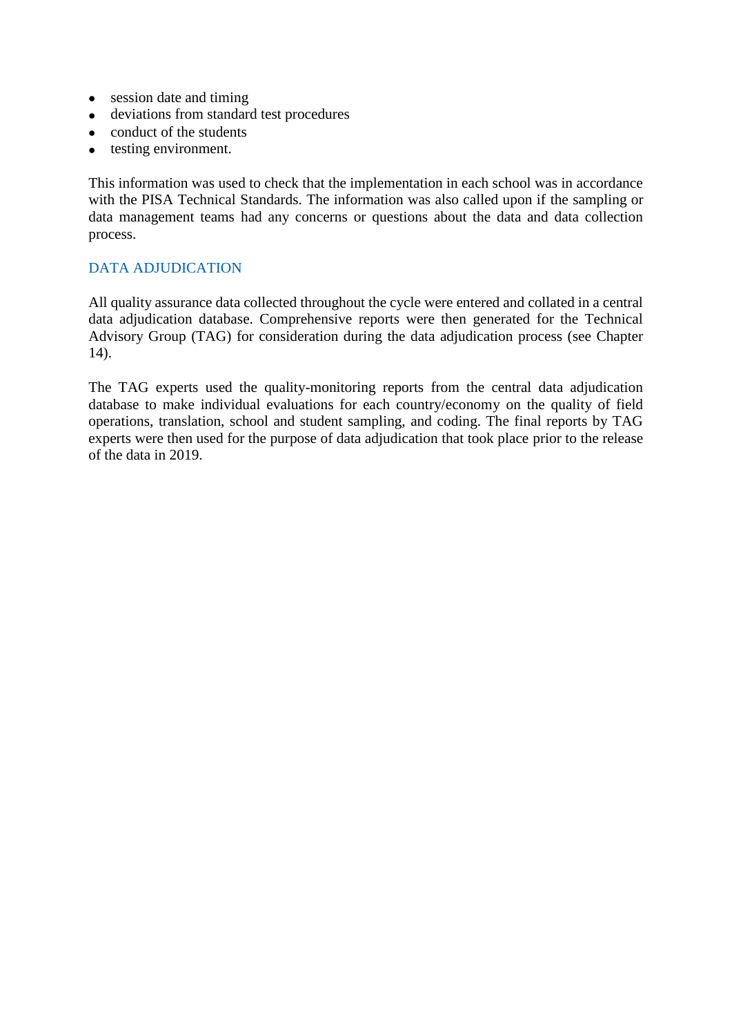- session date and timing
- deviations from standard test procedures
- conduct of the students
- testing environment.

This information was used to check that the implementation in each school was in accordance with the PISA Technical Standards. The information was also called upon if the sampling or data management teams had any concerns or questions about the data and data collection process.

## DATA ADJUDICATION

All quality assurance data collected throughout the cycle were entered and collated in a central data adjudication database. Comprehensive reports were then generated for the Technical Advisory Group (TAG) for consideration during the data adjudication process (see Chapter 14).

The TAG experts used the quality-monitoring reports from the central data adjudication database to make individual evaluations for each country/economy on the quality of field operations, translation, school and student sampling, and coding. The final reports by TAG experts were then used for the purpose of data adjudication that took place prior to the release of the data in 2019.